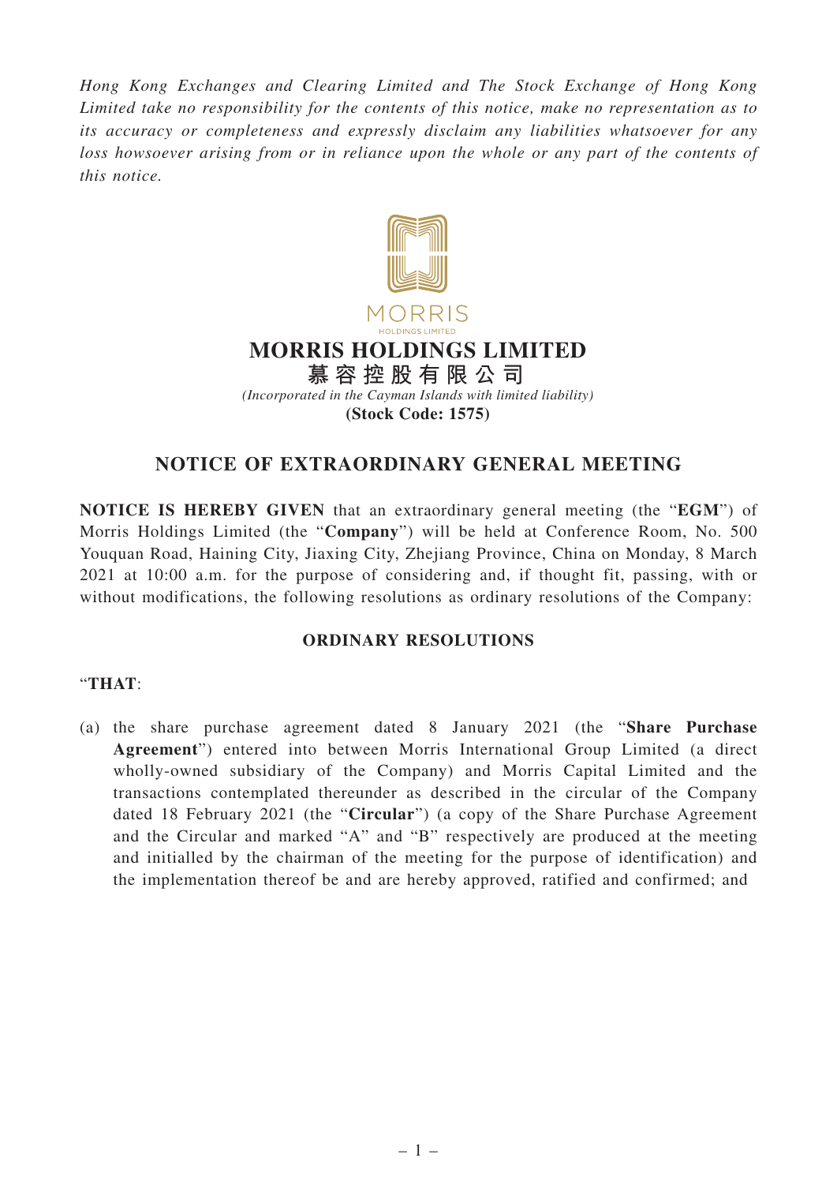*Hong Kong Exchanges and Clearing Limited and The Stock Exchange of Hong Kong Limited take no responsibility for the contents of this notice, make no representation as to its accuracy or completeness and expressly disclaim any liabilities whatsoever for any loss howsoever arising from or in reliance upon the whole or any part of the contents of this notice.*

MORRIS
HOLDINGS LIMITED

# MORRIS HOLDINGS LIMITED

**慕容控股有限公司**

*(Incorporated in the Cayman Islands with limited liability)*

**(Stock Code: 1575)**

## NOTICE OF EXTRAORDINARY GENERAL MEETING

**NOTICE IS HEREBY GIVEN** that an extraordinary general meeting (the "**EGM**") of Morris Holdings Limited (the "**Company**") will be held at Conference Room, No. 500 Youquan Road, Haining City, Jiaxing City, Zhejiang Province, China on Monday, 8 March 2021 at 10:00 a.m. for the purpose of considering and, if thought fit, passing, with or without modifications, the following resolutions as ordinary resolutions of the Company:

### ORDINARY RESOLUTIONS

"**THAT**:

(a) the share purchase agreement dated 8 January 2021 (the "**Share Purchase Agreement**") entered into between Morris International Group Limited (a direct wholly-owned subsidiary of the Company) and Morris Capital Limited and the transactions contemplated thereunder as described in the circular of the Company dated 18 February 2021 (the "**Circular**") (a copy of the Share Purchase Agreement and the Circular and marked "A" and "B" respectively are produced at the meeting and initialled by the chairman of the meeting for the purpose of identification) and the implementation thereof be and are hereby approved, ratified and confirmed; and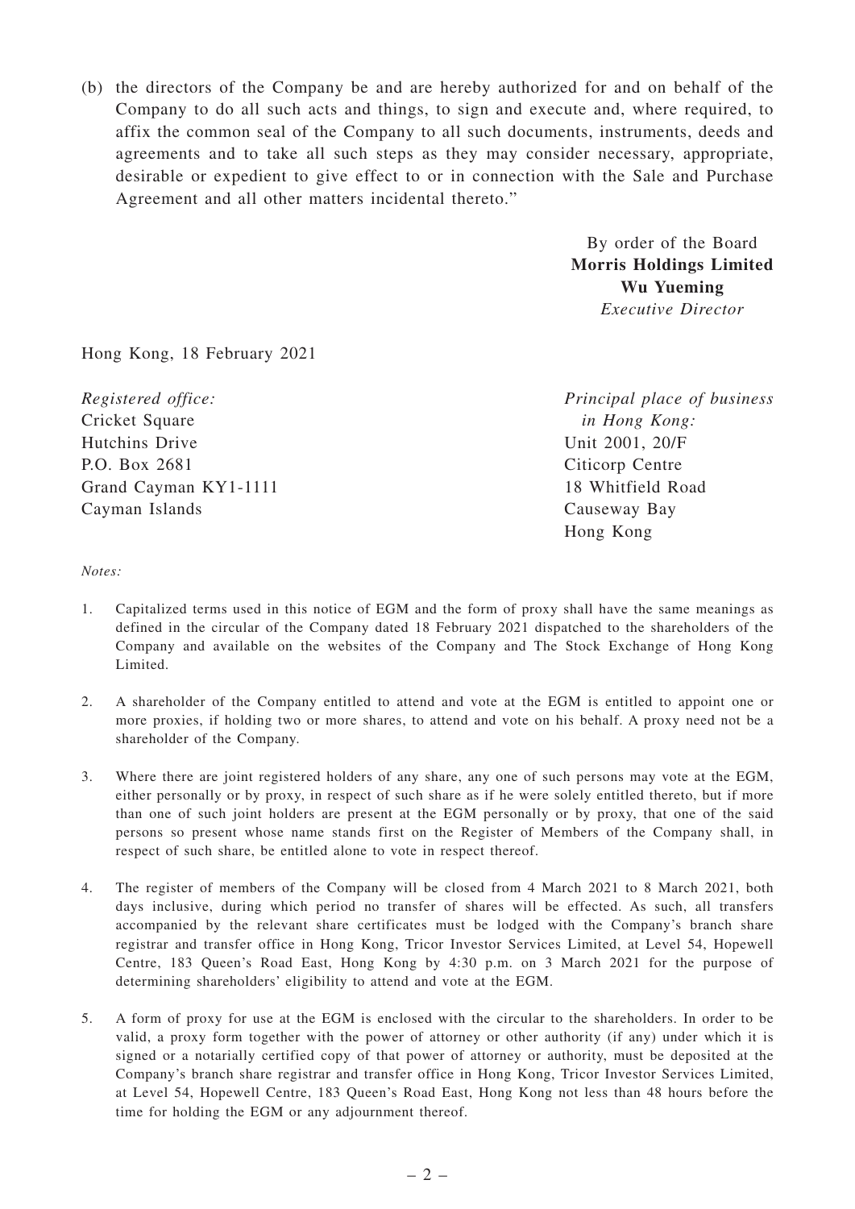(b) the directors of the Company be and are hereby authorized for and on behalf of the Company to do all such acts and things, to sign and execute and, where required, to affix the common seal of the Company to all such documents, instruments, deeds and agreements and to take all such steps as they may consider necessary, appropriate, desirable or expedient to give effect to or in connection with the Sale and Purchase Agreement and all other matters incidental thereto."

By order of the Board
**Morris Holdings Limited**
**Wu Yueming**
*Executive Director*

Hong Kong, 18 February 2021

*Registered office:*
Cricket Square
Hutchins Drive
P.O. Box 2681
Grand Cayman KY1-1111
Cayman Islands

*Principal place of business in Hong Kong:*
Unit 2001, 20/F
Citicorp Centre
18 Whitfield Road
Causeway Bay
Hong Kong

*Notes:*

1. Capitalized terms used in this notice of EGM and the form of proxy shall have the same meanings as defined in the circular of the Company dated 18 February 2021 dispatched to the shareholders of the Company and available on the websites of the Company and The Stock Exchange of Hong Kong Limited.

2. A shareholder of the Company entitled to attend and vote at the EGM is entitled to appoint one or more proxies, if holding two or more shares, to attend and vote on his behalf. A proxy need not be a shareholder of the Company.

3. Where there are joint registered holders of any share, any one of such persons may vote at the EGM, either personally or by proxy, in respect of such share as if he were solely entitled thereto, but if more than one of such joint holders are present at the EGM personally or by proxy, that one of the said persons so present whose name stands first on the Register of Members of the Company shall, in respect of such share, be entitled alone to vote in respect thereof.

4. The register of members of the Company will be closed from 4 March 2021 to 8 March 2021, both days inclusive, during which period no transfer of shares will be effected. As such, all transfers accompanied by the relevant share certificates must be lodged with the Company's branch share registrar and transfer office in Hong Kong, Tricor Investor Services Limited, at Level 54, Hopewell Centre, 183 Queen's Road East, Hong Kong by 4:30 p.m. on 3 March 2021 for the purpose of determining shareholders' eligibility to attend and vote at the EGM.

5. A form of proxy for use at the EGM is enclosed with the circular to the shareholders. In order to be valid, a proxy form together with the power of attorney or other authority (if any) under which it is signed or a notarially certified copy of that power of attorney or authority, must be deposited at the Company's branch share registrar and transfer office in Hong Kong, Tricor Investor Services Limited, at Level 54, Hopewell Centre, 183 Queen's Road East, Hong Kong not less than 48 hours before the time for holding the EGM or any adjournment thereof.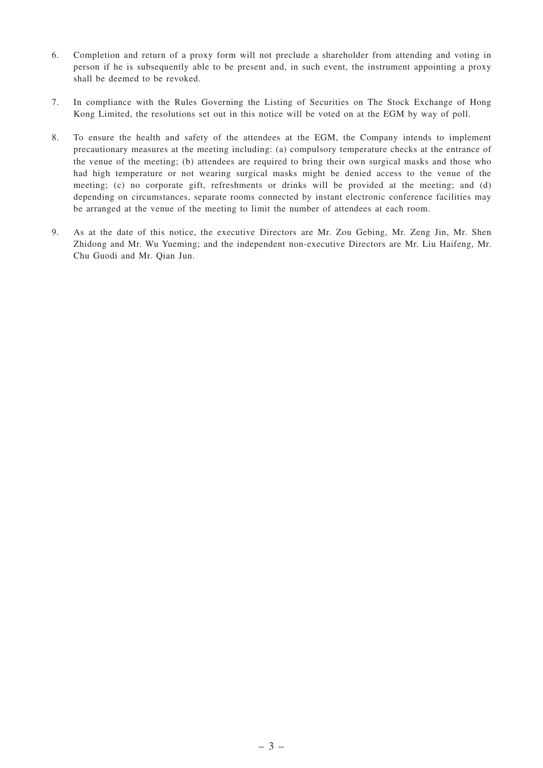6. Completion and return of a proxy form will not preclude a shareholder from attending and voting in person if he is subsequently able to be present and, in such event, the instrument appointing a proxy shall be deemed to be revoked.

7. In compliance with the Rules Governing the Listing of Securities on The Stock Exchange of Hong Kong Limited, the resolutions set out in this notice will be voted on at the EGM by way of poll.

8. To ensure the health and safety of the attendees at the EGM, the Company intends to implement precautionary measures at the meeting including: (a) compulsory temperature checks at the entrance of the venue of the meeting; (b) attendees are required to bring their own surgical masks and those who had high temperature or not wearing surgical masks might be denied access to the venue of the meeting; (c) no corporate gift, refreshments or drinks will be provided at the meeting; and (d) depending on circumstances, separate rooms connected by instant electronic conference facilities may be arranged at the venue of the meeting to limit the number of attendees at each room.

9. As at the date of this notice, the executive Directors are Mr. Zou Gebing, Mr. Zeng Jin, Mr. Shen Zhidong and Mr. Wu Yueming; and the independent non-executive Directors are Mr. Liu Haifeng, Mr. Chu Guodi and Mr. Qian Jun.